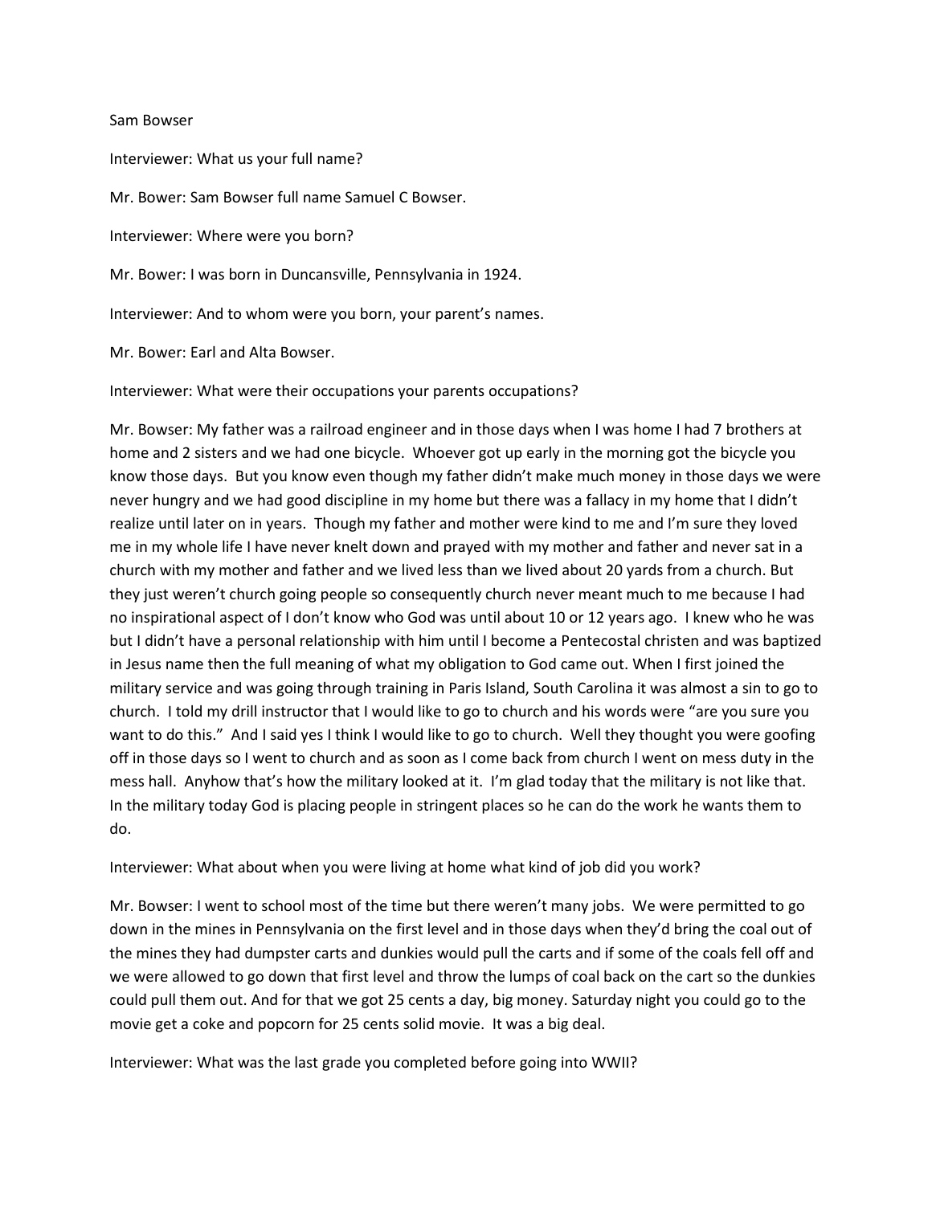Sam Bowser

Interviewer: What us your full name?

Mr. Bower: Sam Bowser full name Samuel C Bowser.

Interviewer: Where were you born?

Mr. Bower: I was born in Duncansville, Pennsylvania in 1924.

Interviewer: And to whom were you born, your parent's names.

Mr. Bower: Earl and Alta Bowser.

Interviewer: What were their occupations your parents occupations?

Mr. Bowser: My father was a railroad engineer and in those days when I was home I had 7 brothers at home and 2 sisters and we had one bicycle. Whoever got up early in the morning got the bicycle you know those days. But you know even though my father didn't make much money in those days we were never hungry and we had good discipline in my home but there was a fallacy in my home that I didn't realize until later on in years. Though my father and mother were kind to me and I'm sure they loved me in my whole life I have never knelt down and prayed with my mother and father and never sat in a church with my mother and father and we lived less than we lived about 20 yards from a church. But they just weren't church going people so consequently church never meant much to me because I had no inspirational aspect of I don't know who God was until about 10 or 12 years ago. I knew who he was but I didn't have a personal relationship with him until I become a Pentecostal christen and was baptized in Jesus name then the full meaning of what my obligation to God came out. When I first joined the military service and was going through training in Paris Island, South Carolina it was almost a sin to go to church. I told my drill instructor that I would like to go to church and his words were "are you sure you want to do this." And I said yes I think I would like to go to church. Well they thought you were goofing off in those days so I went to church and as soon as I come back from church I went on mess duty in the mess hall. Anyhow that's how the military looked at it. I'm glad today that the military is not like that. In the military today God is placing people in stringent places so he can do the work he wants them to do.

Interviewer: What about when you were living at home what kind of job did you work?

Mr. Bowser: I went to school most of the time but there weren't many jobs. We were permitted to go down in the mines in Pennsylvania on the first level and in those days when they'd bring the coal out of the mines they had dumpster carts and dunkies would pull the carts and if some of the coals fell off and we were allowed to go down that first level and throw the lumps of coal back on the cart so the dunkies could pull them out. And for that we got 25 cents a day, big money. Saturday night you could go to the movie get a coke and popcorn for 25 cents solid movie. It was a big deal.

Interviewer: What was the last grade you completed before going into WWII?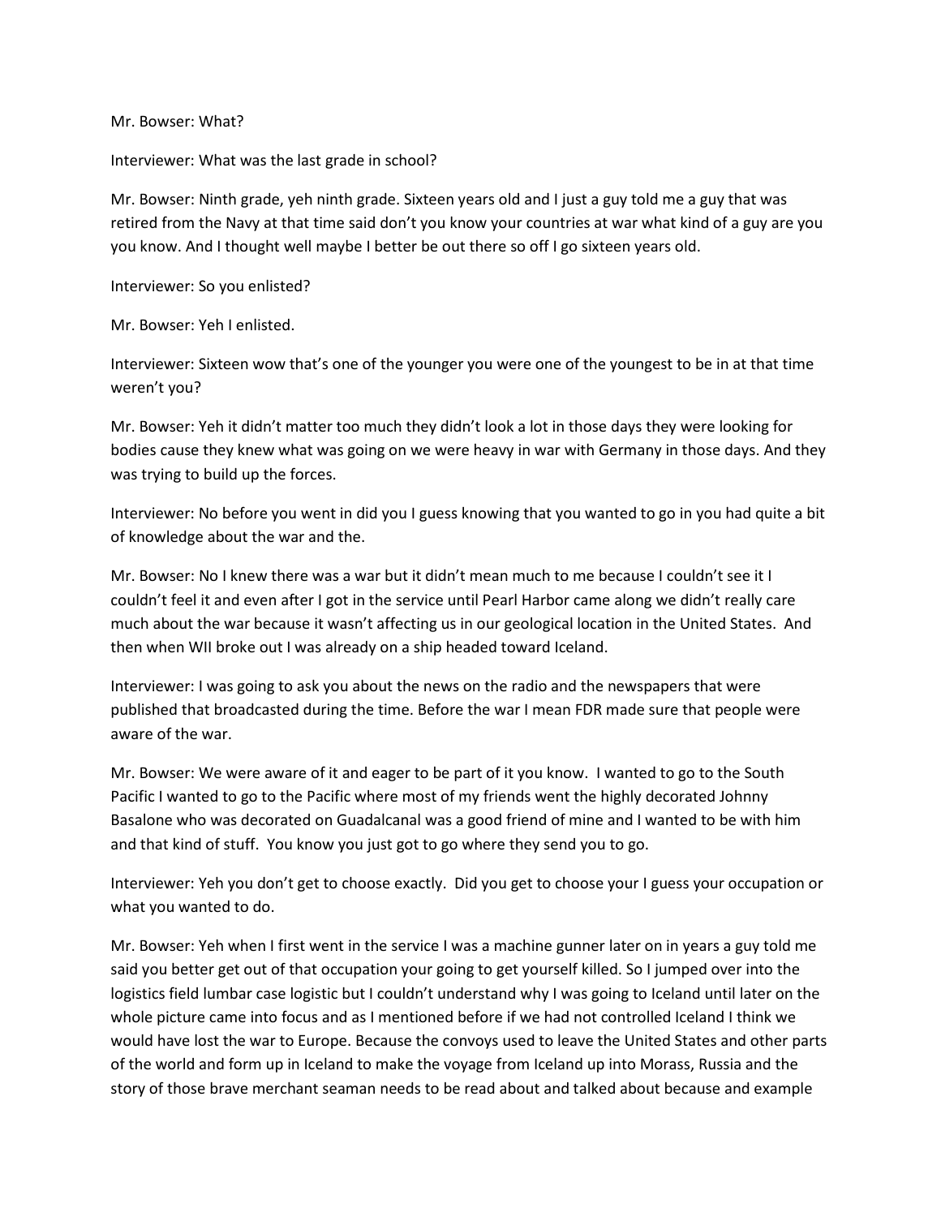Mr. Bowser: What?

Interviewer: What was the last grade in school?

Mr. Bowser: Ninth grade, yeh ninth grade. Sixteen years old and I just a guy told me a guy that was retired from the Navy at that time said don't you know your countries at war what kind of a guy are you you know. And I thought well maybe I better be out there so off I go sixteen years old.

Interviewer: So you enlisted?

Mr. Bowser: Yeh I enlisted.

Interviewer: Sixteen wow that's one of the younger you were one of the youngest to be in at that time weren't you?

Mr. Bowser: Yeh it didn't matter too much they didn't look a lot in those days they were looking for bodies cause they knew what was going on we were heavy in war with Germany in those days. And they was trying to build up the forces.

Interviewer: No before you went in did you I guess knowing that you wanted to go in you had quite a bit of knowledge about the war and the.

Mr. Bowser: No I knew there was a war but it didn't mean much to me because I couldn't see it I couldn't feel it and even after I got in the service until Pearl Harbor came along we didn't really care much about the war because it wasn't affecting us in our geological location in the United States. And then when WII broke out I was already on a ship headed toward Iceland.

Interviewer: I was going to ask you about the news on the radio and the newspapers that were published that broadcasted during the time. Before the war I mean FDR made sure that people were aware of the war.

Mr. Bowser: We were aware of it and eager to be part of it you know. I wanted to go to the South Pacific I wanted to go to the Pacific where most of my friends went the highly decorated Johnny Basalone who was decorated on Guadalcanal was a good friend of mine and I wanted to be with him and that kind of stuff. You know you just got to go where they send you to go.

Interviewer: Yeh you don't get to choose exactly. Did you get to choose your I guess your occupation or what you wanted to do.

Mr. Bowser: Yeh when I first went in the service I was a machine gunner later on in years a guy told me said you better get out of that occupation your going to get yourself killed. So I jumped over into the logistics field lumbar case logistic but I couldn't understand why I was going to Iceland until later on the whole picture came into focus and as I mentioned before if we had not controlled Iceland I think we would have lost the war to Europe. Because the convoys used to leave the United States and other parts of the world and form up in Iceland to make the voyage from Iceland up into Morass, Russia and the story of those brave merchant seaman needs to be read about and talked about because and example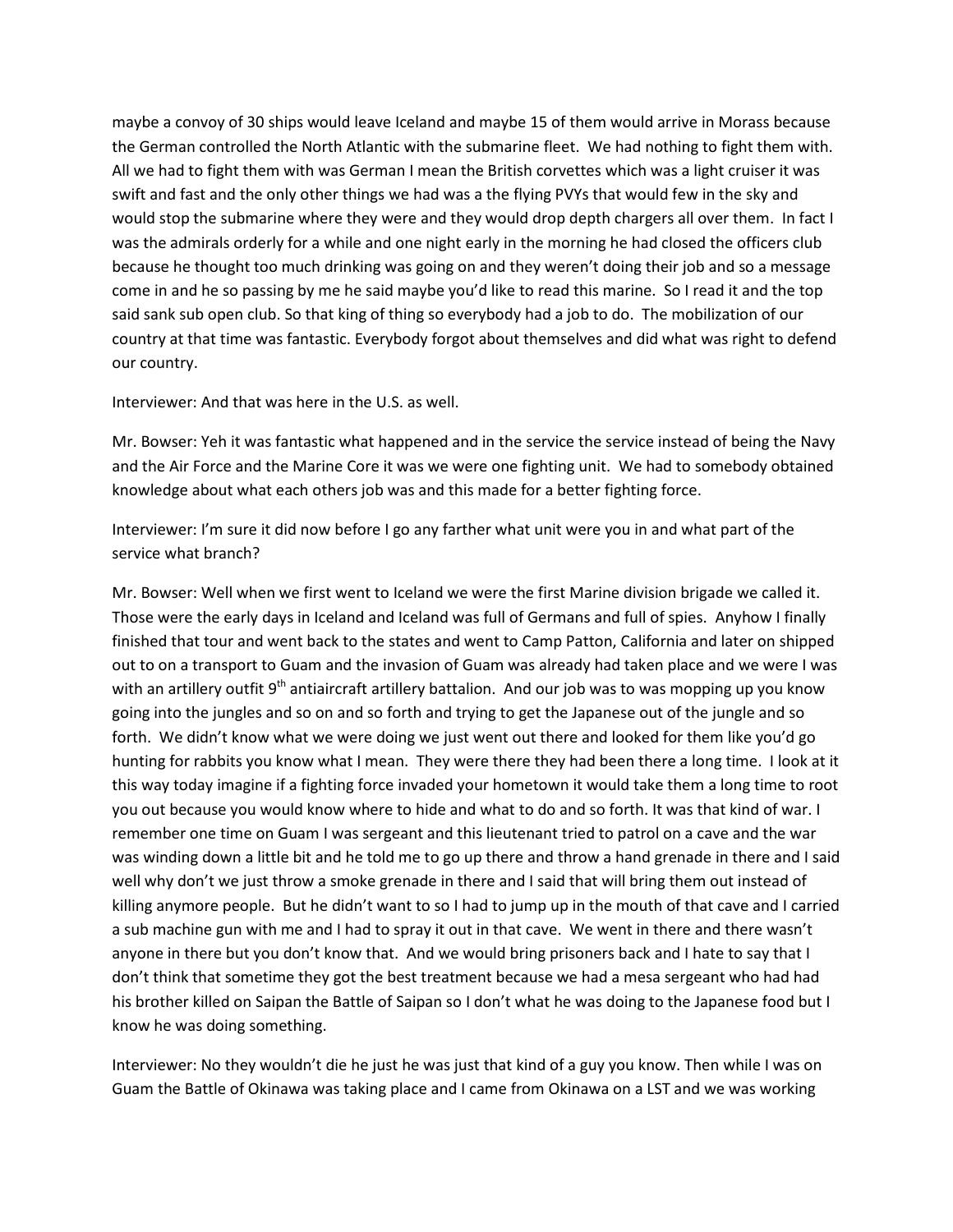maybe a convoy of 30 ships would leave Iceland and maybe 15 of them would arrive in Morass because the German controlled the North Atlantic with the submarine fleet. We had nothing to fight them with. All we had to fight them with was German I mean the British corvettes which was a light cruiser it was swift and fast and the only other things we had was a the flying PVYs that would few in the sky and would stop the submarine where they were and they would drop depth chargers all over them. In fact I was the admirals orderly for a while and one night early in the morning he had closed the officers club because he thought too much drinking was going on and they weren't doing their job and so a message come in and he so passing by me he said maybe you'd like to read this marine. So I read it and the top said sank sub open club. So that king of thing so everybody had a job to do. The mobilization of our country at that time was fantastic. Everybody forgot about themselves and did what was right to defend our country.

Interviewer: And that was here in the U.S. as well.

Mr. Bowser: Yeh it was fantastic what happened and in the service the service instead of being the Navy and the Air Force and the Marine Core it was we were one fighting unit. We had to somebody obtained knowledge about what each others job was and this made for a better fighting force.

Interviewer: I'm sure it did now before I go any farther what unit were you in and what part of the service what branch?

Mr. Bowser: Well when we first went to Iceland we were the first Marine division brigade we called it. Those were the early days in Iceland and Iceland was full of Germans and full of spies. Anyhow I finally finished that tour and went back to the states and went to Camp Patton, California and later on shipped out to on a transport to Guam and the invasion of Guam was already had taken place and we were I was with an artillery outfit 9th antiaircraft artillery battalion. And our job was to was mopping up you know going into the jungles and so on and so forth and trying to get the Japanese out of the jungle and so forth. We didn't know what we were doing we just went out there and looked for them like you'd go hunting for rabbits you know what I mean. They were there they had been there a long time. I look at it this way today imagine if a fighting force invaded your hometown it would take them a long time to root you out because you would know where to hide and what to do and so forth. It was that kind of war. I remember one time on Guam I was sergeant and this lieutenant tried to patrol on a cave and the war was winding down a little bit and he told me to go up there and throw a hand grenade in there and I said well why don't we just throw a smoke grenade in there and I said that will bring them out instead of killing anymore people. But he didn't want to so I had to jump up in the mouth of that cave and I carried a sub machine gun with me and I had to spray it out in that cave. We went in there and there wasn't anyone in there but you don't know that. And we would bring prisoners back and I hate to say that I don't think that sometime they got the best treatment because we had a mesa sergeant who had had his brother killed on Saipan the Battle of Saipan so I don't what he was doing to the Japanese food but I know he was doing something.

Interviewer: No they wouldn't die he just he was just that kind of a guy you know. Then while I was on Guam the Battle of Okinawa was taking place and I came from Okinawa on a LST and we was working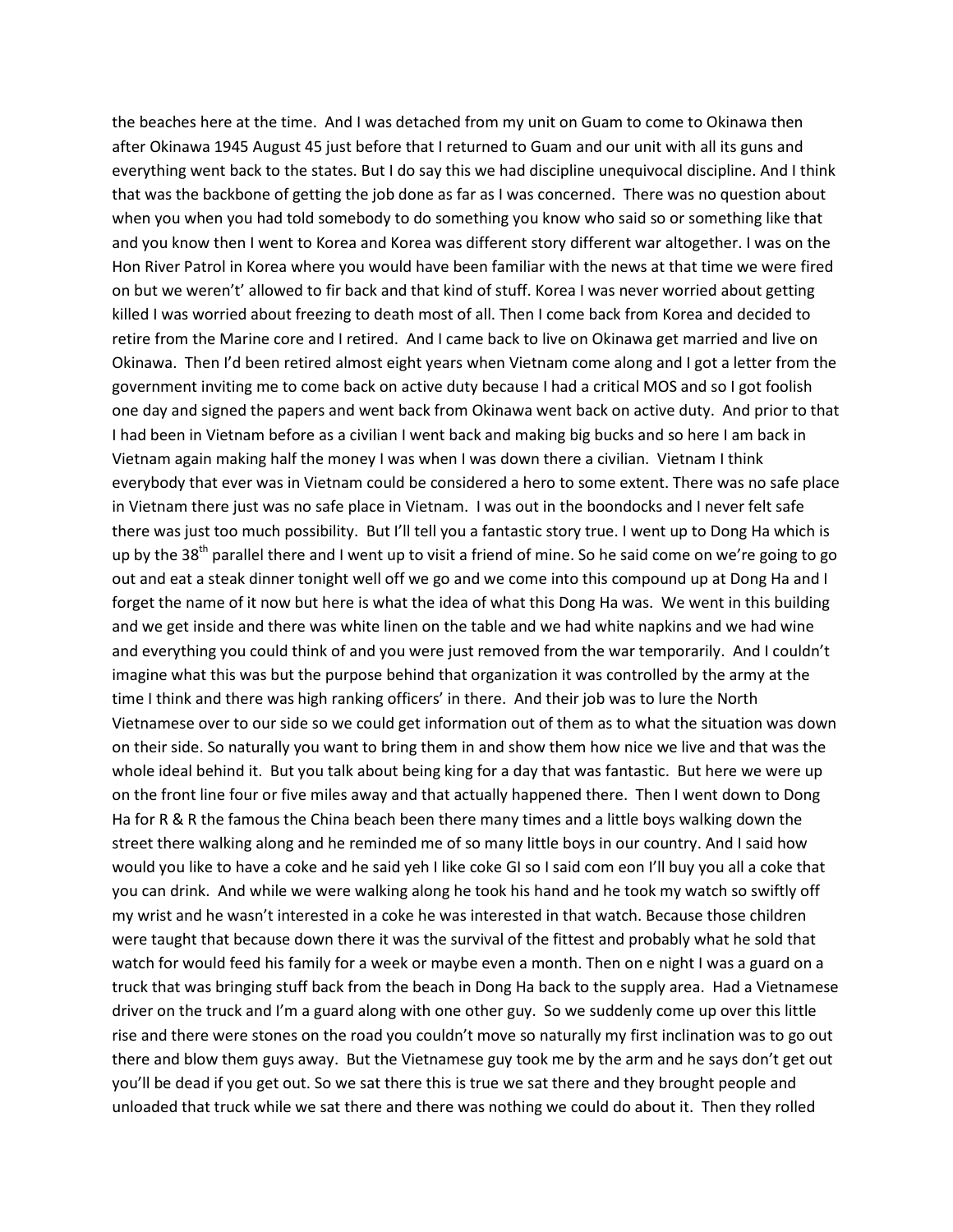the beaches here at the time. And I was detached from my unit on Guam to come to Okinawa then after Okinawa 1945 August 45 just before that I returned to Guam and our unit with all its guns and everything went back to the states. But I do say this we had discipline unequivocal discipline. And I think that was the backbone of getting the job done as far as I was concerned. There was no question about when you when you had told somebody to do something you know who said so or something like that and you know then I went to Korea and Korea was different story different war altogether. I was on the Hon River Patrol in Korea where you would have been familiar with the news at that time we were fired on but we weren't' allowed to fir back and that kind of stuff. Korea I was never worried about getting killed I was worried about freezing to death most of all. Then I come back from Korea and decided to retire from the Marine core and I retired. And I came back to live on Okinawa get married and live on Okinawa. Then I'd been retired almost eight years when Vietnam come along and I got a letter from the government inviting me to come back on active duty because I had a critical MOS and so I got foolish one day and signed the papers and went back from Okinawa went back on active duty. And prior to that I had been in Vietnam before as a civilian I went back and making big bucks and so here I am back in Vietnam again making half the money I was when I was down there a civilian. Vietnam I think everybody that ever was in Vietnam could be considered a hero to some extent. There was no safe place in Vietnam there just was no safe place in Vietnam. I was out in the boondocks and I never felt safe there was just too much possibility. But I'll tell you a fantastic story true. I went up to Dong Ha which is up by the 38th parallel there and I went up to visit a friend of mine. So he said come on we're going to go out and eat a steak dinner tonight well off we go and we come into this compound up at Dong Ha and I forget the name of it now but here is what the idea of what this Dong Ha was. We went in this building and we get inside and there was white linen on the table and we had white napkins and we had wine and everything you could think of and you were just removed from the war temporarily. And I couldn't imagine what this was but the purpose behind that organization it was controlled by the army at the time I think and there was high ranking officers' in there. And their job was to lure the North Vietnamese over to our side so we could get information out of them as to what the situation was down on their side. So naturally you want to bring them in and show them how nice we live and that was the whole ideal behind it. But you talk about being king for a day that was fantastic. But here we were up on the front line four or five miles away and that actually happened there. Then I went down to Dong Ha for R & R the famous the China beach been there many times and a little boys walking down the street there walking along and he reminded me of so many little boys in our country. And I said how would you like to have a coke and he said yeh I like coke GI so I said com eon I'll buy you all a coke that you can drink. And while we were walking along he took his hand and he took my watch so swiftly off my wrist and he wasn't interested in a coke he was interested in that watch. Because those children were taught that because down there it was the survival of the fittest and probably what he sold that watch for would feed his family for a week or maybe even a month. Then on e night I was a guard on a truck that was bringing stuff back from the beach in Dong Ha back to the supply area. Had a Vietnamese driver on the truck and I'm a guard along with one other guy. So we suddenly come up over this little rise and there were stones on the road you couldn't move so naturally my first inclination was to go out there and blow them guys away. But the Vietnamese guy took me by the arm and he says don't get out you'll be dead if you get out. So we sat there this is true we sat there and they brought people and unloaded that truck while we sat there and there was nothing we could do about it. Then they rolled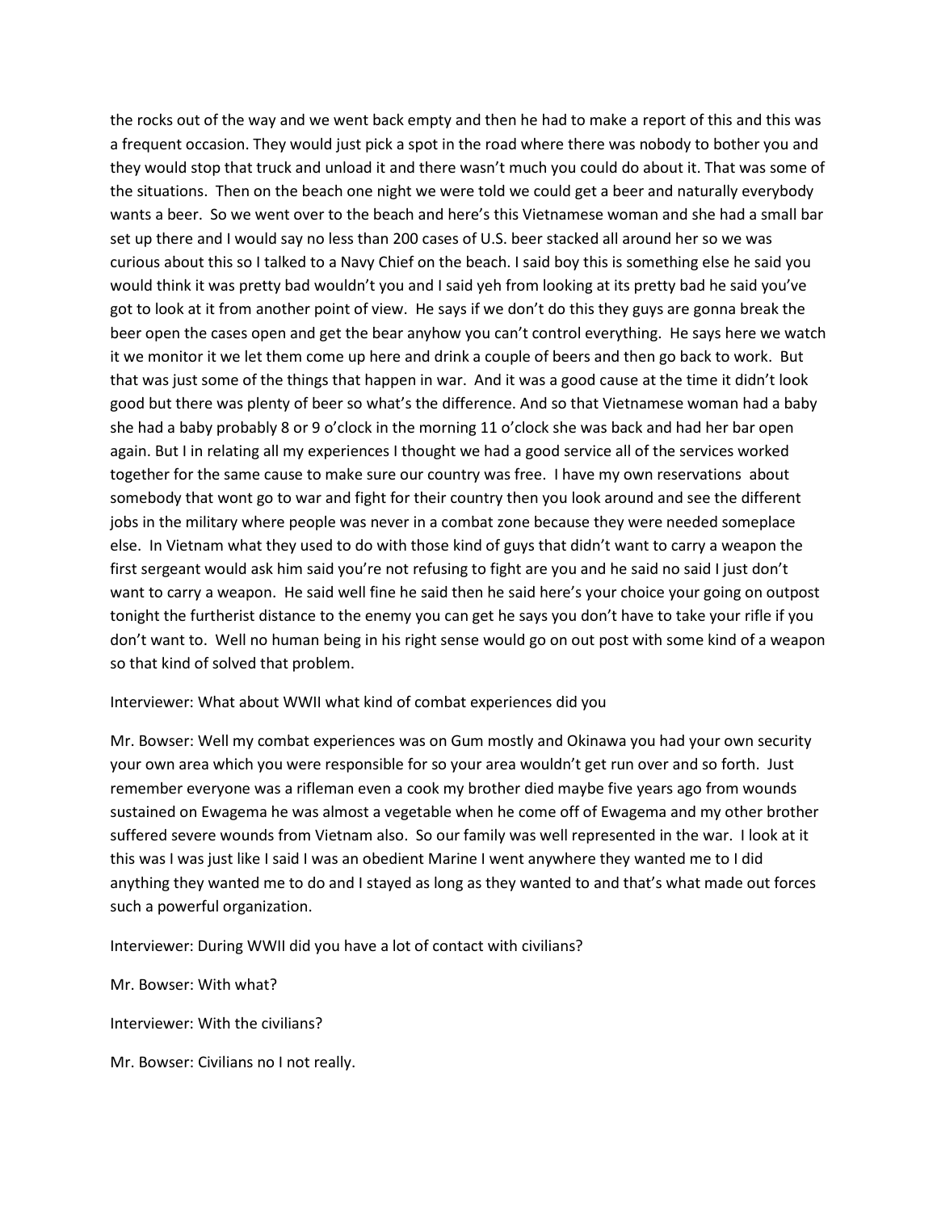the rocks out of the way and we went back empty and then he had to make a report of this and this was a frequent occasion. They would just pick a spot in the road where there was nobody to bother you and they would stop that truck and unload it and there wasn't much you could do about it. That was some of the situations. Then on the beach one night we were told we could get a beer and naturally everybody wants a beer. So we went over to the beach and here's this Vietnamese woman and she had a small bar set up there and I would say no less than 200 cases of U.S. beer stacked all around her so we was curious about this so I talked to a Navy Chief on the beach. I said boy this is something else he said you would think it was pretty bad wouldn't you and I said yeh from looking at its pretty bad he said you've got to look at it from another point of view. He says if we don't do this they guys are gonna break the beer open the cases open and get the bear anyhow you can't control everything. He says here we watch it we monitor it we let them come up here and drink a couple of beers and then go back to work. But that was just some of the things that happen in war. And it was a good cause at the time it didn't look good but there was plenty of beer so what's the difference. And so that Vietnamese woman had a baby she had a baby probably 8 or 9 o'clock in the morning 11 o'clock she was back and had her bar open again. But I in relating all my experiences I thought we had a good service all of the services worked together for the same cause to make sure our country was free. I have my own reservations about somebody that wont go to war and fight for their country then you look around and see the different jobs in the military where people was never in a combat zone because they were needed someplace else. In Vietnam what they used to do with those kind of guys that didn't want to carry a weapon the first sergeant would ask him said you're not refusing to fight are you and he said no said I just don't want to carry a weapon. He said well fine he said then he said here's your choice your going on outpost tonight the furtherist distance to the enemy you can get he says you don't have to take your rifle if you don't want to. Well no human being in his right sense would go on out post with some kind of a weapon so that kind of solved that problem.

Interviewer: What about WWII what kind of combat experiences did you

Mr. Bowser: Well my combat experiences was on Gum mostly and Okinawa you had your own security your own area which you were responsible for so your area wouldn't get run over and so forth. Just remember everyone was a rifleman even a cook my brother died maybe five years ago from wounds sustained on Ewagema he was almost a vegetable when he come off of Ewagema and my other brother suffered severe wounds from Vietnam also. So our family was well represented in the war. I look at it this was I was just like I said I was an obedient Marine I went anywhere they wanted me to I did anything they wanted me to do and I stayed as long as they wanted to and that's what made out forces such a powerful organization.

Interviewer: During WWII did you have a lot of contact with civilians?

Mr. Bowser: With what?

Interviewer: With the civilians?

Mr. Bowser: Civilians no I not really.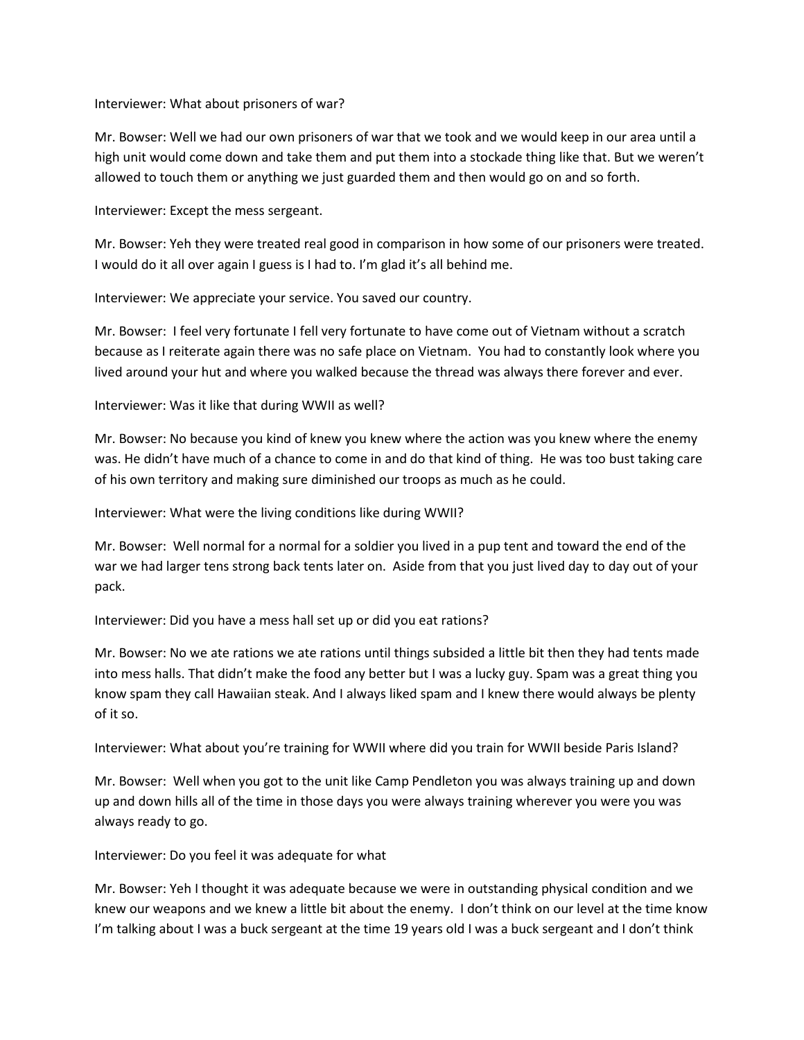Interviewer: What about prisoners of war?

Mr. Bowser: Well we had our own prisoners of war that we took and we would keep in our area until a high unit would come down and take them and put them into a stockade thing like that. But we weren't allowed to touch them or anything we just guarded them and then would go on and so forth.

Interviewer: Except the mess sergeant.

Mr. Bowser: Yeh they were treated real good in comparison in how some of our prisoners were treated. I would do it all over again I guess is I had to. I'm glad it's all behind me.

Interviewer: We appreciate your service. You saved our country.

Mr. Bowser: I feel very fortunate I fell very fortunate to have come out of Vietnam without a scratch because as I reiterate again there was no safe place on Vietnam. You had to constantly look where you lived around your hut and where you walked because the thread was always there forever and ever.

Interviewer: Was it like that during WWII as well?

Mr. Bowser: No because you kind of knew you knew where the action was you knew where the enemy was. He didn't have much of a chance to come in and do that kind of thing. He was too bust taking care of his own territory and making sure diminished our troops as much as he could.

Interviewer: What were the living conditions like during WWII?

Mr. Bowser: Well normal for a normal for a soldier you lived in a pup tent and toward the end of the war we had larger tens strong back tents later on. Aside from that you just lived day to day out of your pack.

Interviewer: Did you have a mess hall set up or did you eat rations?

Mr. Bowser: No we ate rations we ate rations until things subsided a little bit then they had tents made into mess halls. That didn't make the food any better but I was a lucky guy. Spam was a great thing you know spam they call Hawaiian steak. And I always liked spam and I knew there would always be plenty of it so.

Interviewer: What about you're training for WWII where did you train for WWII beside Paris Island?

Mr. Bowser: Well when you got to the unit like Camp Pendleton you was always training up and down up and down hills all of the time in those days you were always training wherever you were you was always ready to go.

Interviewer: Do you feel it was adequate for what

Mr. Bowser: Yeh I thought it was adequate because we were in outstanding physical condition and we knew our weapons and we knew a little bit about the enemy. I don't think on our level at the time know I'm talking about I was a buck sergeant at the time 19 years old I was a buck sergeant and I don't think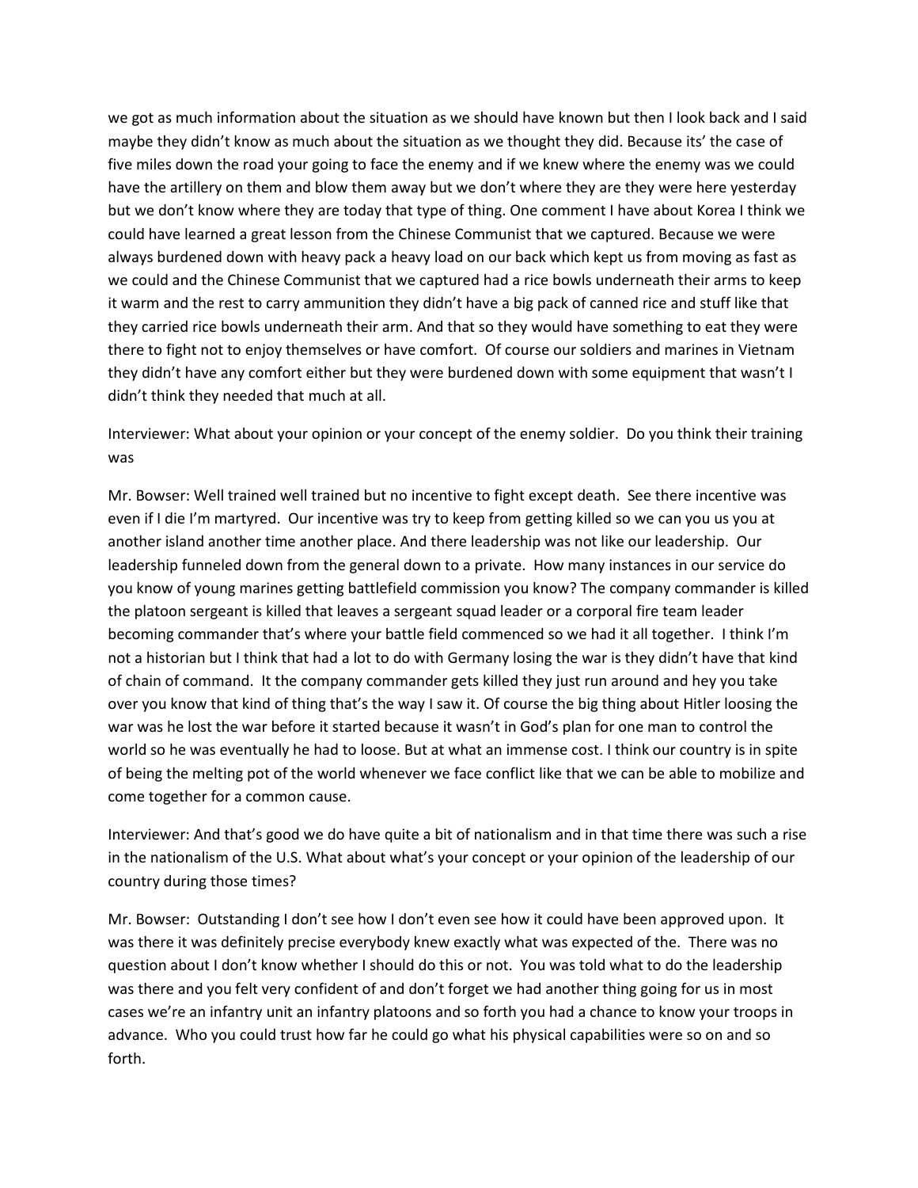we got as much information about the situation as we should have known but then I look back and I said maybe they didn't know as much about the situation as we thought they did. Because its' the case of five miles down the road your going to face the enemy and if we knew where the enemy was we could have the artillery on them and blow them away but we don't where they are they were here yesterday but we don't know where they are today that type of thing. One comment I have about Korea I think we could have learned a great lesson from the Chinese Communist that we captured. Because we were always burdened down with heavy pack a heavy load on our back which kept us from moving as fast as we could and the Chinese Communist that we captured had a rice bowls underneath their arms to keep it warm and the rest to carry ammunition they didn't have a big pack of canned rice and stuff like that they carried rice bowls underneath their arm. And that so they would have something to eat they were there to fight not to enjoy themselves or have comfort. Of course our soldiers and marines in Vietnam they didn't have any comfort either but they were burdened down with some equipment that wasn't I didn't think they needed that much at all.

Interviewer: What about your opinion or your concept of the enemy soldier. Do you think their training was

Mr. Bowser: Well trained well trained but no incentive to fight except death. See there incentive was even if I die I'm martyred. Our incentive was try to keep from getting killed so we can you us you at another island another time another place. And there leadership was not like our leadership. Our leadership funneled down from the general down to a private. How many instances in our service do you know of young marines getting battlefield commission you know? The company commander is killed the platoon sergeant is killed that leaves a sergeant squad leader or a corporal fire team leader becoming commander that's where your battle field commenced so we had it all together. I think I'm not a historian but I think that had a lot to do with Germany losing the war is they didn't have that kind of chain of command. It the company commander gets killed they just run around and hey you take over you know that kind of thing that's the way I saw it. Of course the big thing about Hitler loosing the war was he lost the war before it started because it wasn't in God's plan for one man to control the world so he was eventually he had to loose. But at what an immense cost. I think our country is in spite of being the melting pot of the world whenever we face conflict like that we can be able to mobilize and come together for a common cause.

Interviewer: And that's good we do have quite a bit of nationalism and in that time there was such a rise in the nationalism of the U.S. What about what's your concept or your opinion of the leadership of our country during those times?

Mr. Bowser: Outstanding I don't see how I don't even see how it could have been approved upon. It was there it was definitely precise everybody knew exactly what was expected of the. There was no question about I don't know whether I should do this or not. You was told what to do the leadership was there and you felt very confident of and don't forget we had another thing going for us in most cases we're an infantry unit an infantry platoons and so forth you had a chance to know your troops in advance. Who you could trust how far he could go what his physical capabilities were so on and so forth.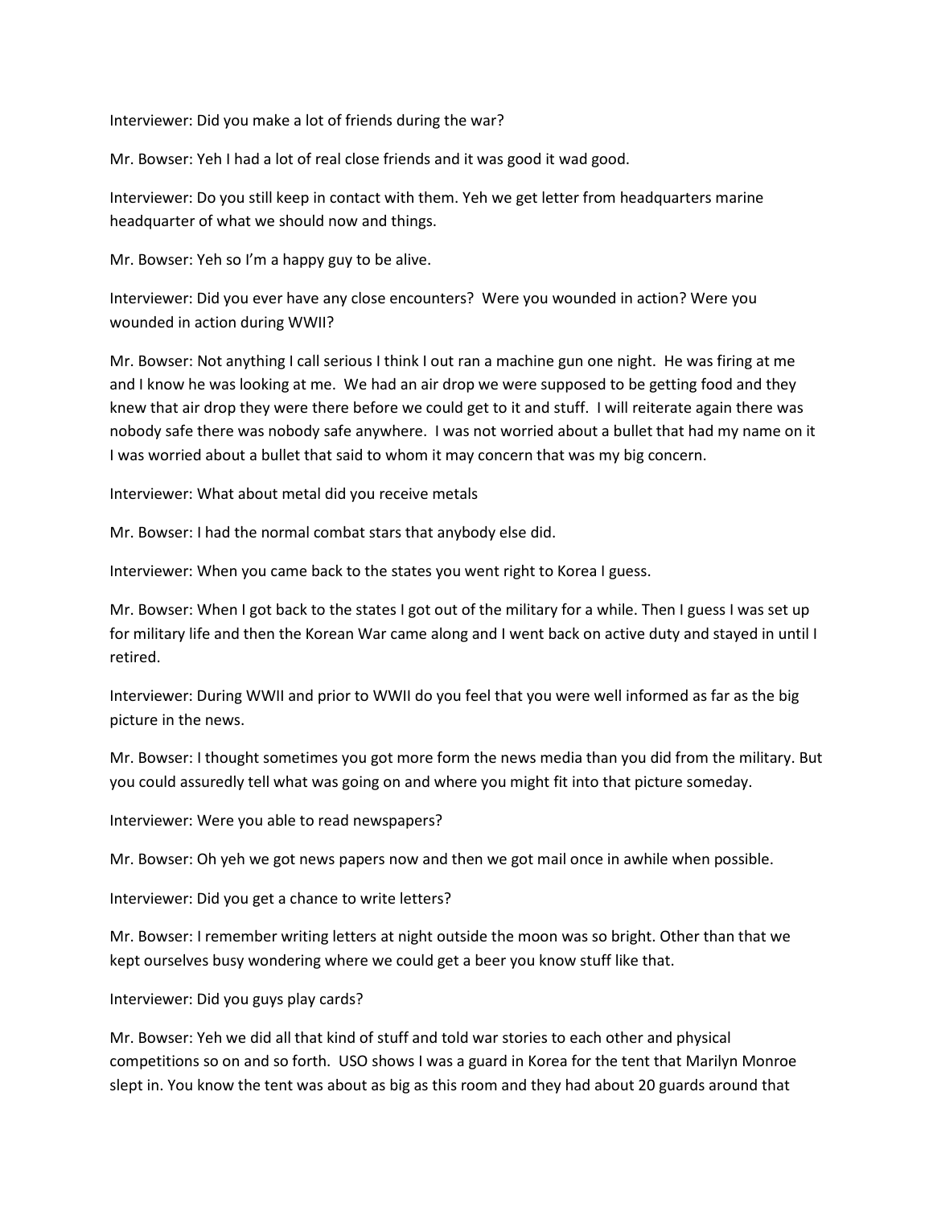Interviewer: Did you make a lot of friends during the war?

Mr. Bowser: Yeh I had a lot of real close friends and it was good it wad good.

Interviewer: Do you still keep in contact with them. Yeh we get letter from headquarters marine headquarter of what we should now and things.

Mr. Bowser: Yeh so I'm a happy guy to be alive.

Interviewer: Did you ever have any close encounters? Were you wounded in action? Were you wounded in action during WWII?

Mr. Bowser: Not anything I call serious I think I out ran a machine gun one night. He was firing at me and I know he was looking at me. We had an air drop we were supposed to be getting food and they knew that air drop they were there before we could get to it and stuff. I will reiterate again there was nobody safe there was nobody safe anywhere. I was not worried about a bullet that had my name on it I was worried about a bullet that said to whom it may concern that was my big concern.

Interviewer: What about metal did you receive metals

Mr. Bowser: I had the normal combat stars that anybody else did.

Interviewer: When you came back to the states you went right to Korea I guess.

Mr. Bowser: When I got back to the states I got out of the military for a while. Then I guess I was set up for military life and then the Korean War came along and I went back on active duty and stayed in until I retired.

Interviewer: During WWII and prior to WWII do you feel that you were well informed as far as the big picture in the news.

Mr. Bowser: I thought sometimes you got more form the news media than you did from the military. But you could assuredly tell what was going on and where you might fit into that picture someday.

Interviewer: Were you able to read newspapers?

Mr. Bowser: Oh yeh we got news papers now and then we got mail once in awhile when possible.

Interviewer: Did you get a chance to write letters?

Mr. Bowser: I remember writing letters at night outside the moon was so bright. Other than that we kept ourselves busy wondering where we could get a beer you know stuff like that.

Interviewer: Did you guys play cards?

Mr. Bowser: Yeh we did all that kind of stuff and told war stories to each other and physical competitions so on and so forth. USO shows I was a guard in Korea for the tent that Marilyn Monroe slept in. You know the tent was about as big as this room and they had about 20 guards around that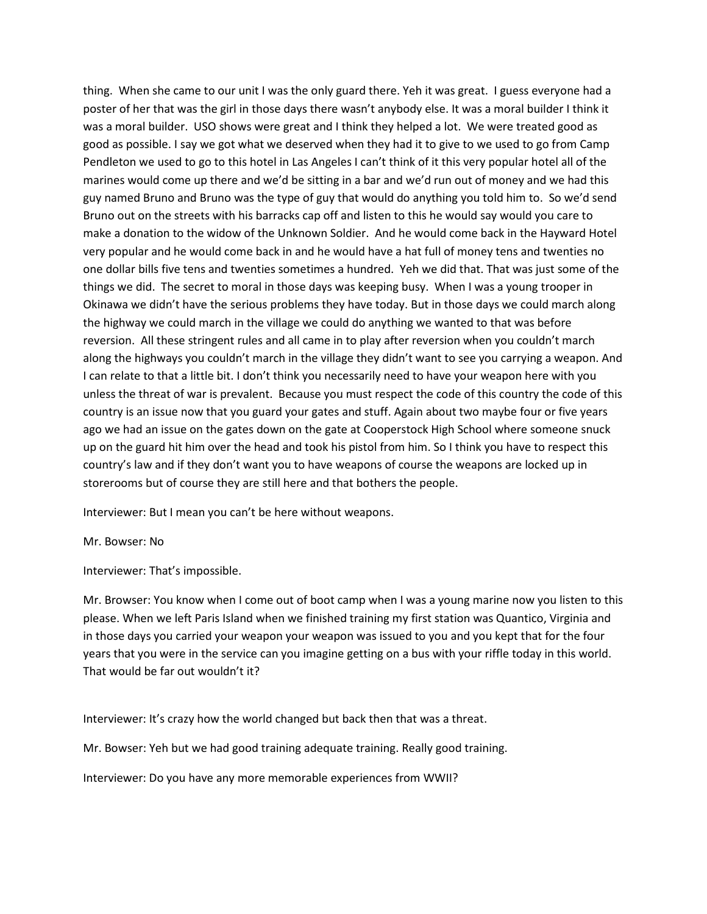thing. When she came to our unit I was the only guard there. Yeh it was great. I guess everyone had a poster of her that was the girl in those days there wasn't anybody else. It was a moral builder I think it was a moral builder. USO shows were great and I think they helped a lot. We were treated good as good as possible. I say we got what we deserved when they had it to give to we used to go from Camp Pendleton we used to go to this hotel in Las Angeles I can't think of it this very popular hotel all of the marines would come up there and we'd be sitting in a bar and we'd run out of money and we had this guy named Bruno and Bruno was the type of guy that would do anything you told him to. So we'd send Bruno out on the streets with his barracks cap off and listen to this he would say would you care to make a donation to the widow of the Unknown Soldier. And he would come back in the Hayward Hotel very popular and he would come back in and he would have a hat full of money tens and twenties no one dollar bills five tens and twenties sometimes a hundred. Yeh we did that. That was just some of the things we did. The secret to moral in those days was keeping busy. When I was a young trooper in Okinawa we didn't have the serious problems they have today. But in those days we could march along the highway we could march in the village we could do anything we wanted to that was before reversion. All these stringent rules and all came in to play after reversion when you couldn't march along the highways you couldn't march in the village they didn't want to see you carrying a weapon. And I can relate to that a little bit. I don't think you necessarily need to have your weapon here with you unless the threat of war is prevalent. Because you must respect the code of this country the code of this country is an issue now that you guard your gates and stuff. Again about two maybe four or five years ago we had an issue on the gates down on the gate at Cooperstock High School where someone snuck up on the guard hit him over the head and took his pistol from him. So I think you have to respect this country's law and if they don't want you to have weapons of course the weapons are locked up in storerooms but of course they are still here and that bothers the people.

Interviewer: But I mean you can't be here without weapons.

Mr. Bowser: No

Interviewer: That's impossible.

Mr. Browser: You know when I come out of boot camp when I was a young marine now you listen to this please. When we left Paris Island when we finished training my first station was Quantico, Virginia and in those days you carried your weapon your weapon was issued to you and you kept that for the four years that you were in the service can you imagine getting on a bus with your riffle today in this world. That would be far out wouldn't it?

Interviewer: It's crazy how the world changed but back then that was a threat.

Mr. Bowser: Yeh but we had good training adequate training. Really good training.

Interviewer: Do you have any more memorable experiences from WWII?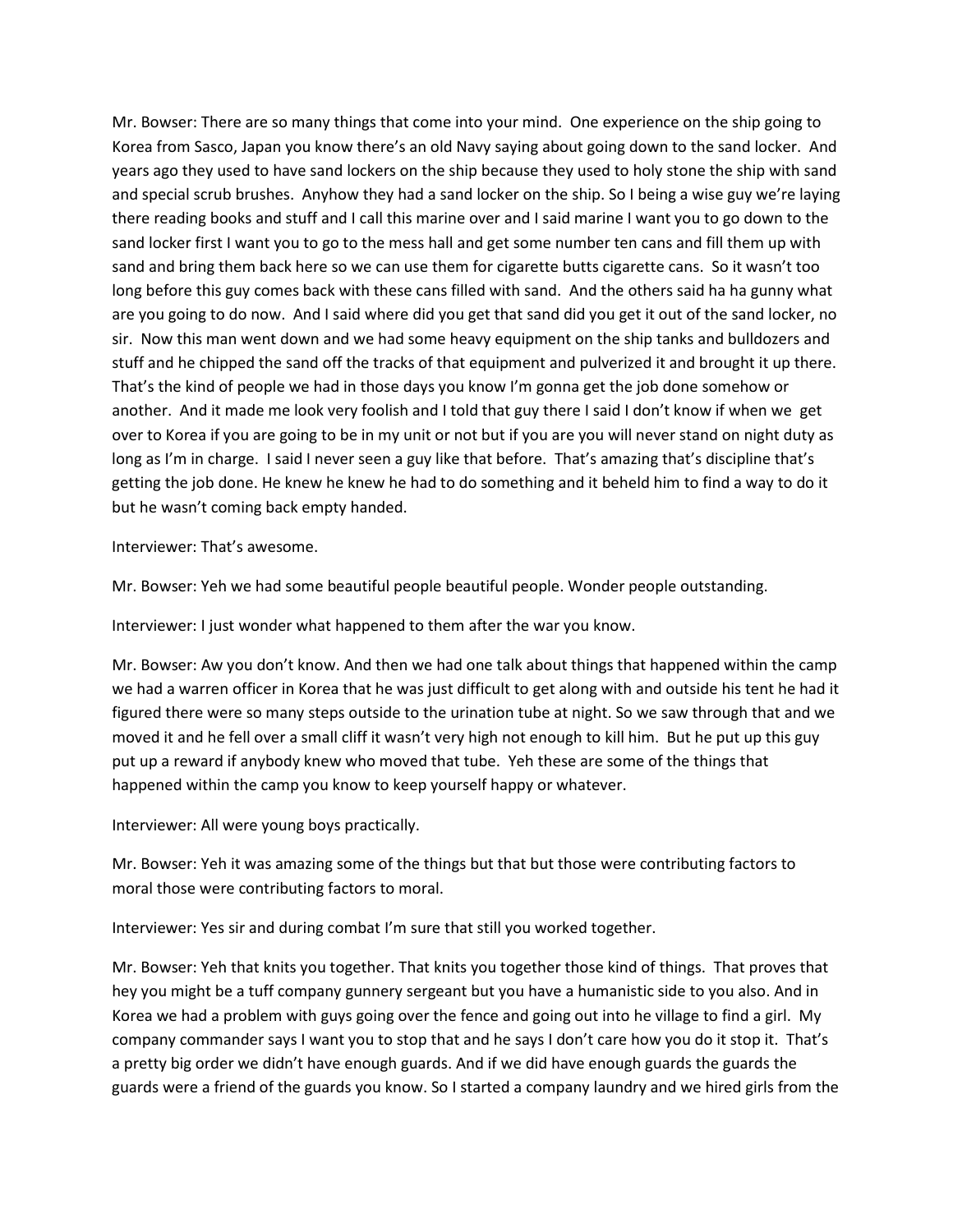Mr. Bowser: There are so many things that come into your mind. One experience on the ship going to Korea from Sasco, Japan you know there's an old Navy saying about going down to the sand locker. And years ago they used to have sand lockers on the ship because they used to holy stone the ship with sand and special scrub brushes. Anyhow they had a sand locker on the ship. So I being a wise guy we're laying there reading books and stuff and I call this marine over and I said marine I want you to go down to the sand locker first I want you to go to the mess hall and get some number ten cans and fill them up with sand and bring them back here so we can use them for cigarette butts cigarette cans. So it wasn't too long before this guy comes back with these cans filled with sand. And the others said ha ha gunny what are you going to do now. And I said where did you get that sand did you get it out of the sand locker, no sir. Now this man went down and we had some heavy equipment on the ship tanks and bulldozers and stuff and he chipped the sand off the tracks of that equipment and pulverized it and brought it up there. That's the kind of people we had in those days you know I'm gonna get the job done somehow or another. And it made me look very foolish and I told that guy there I said I don't know if when we get over to Korea if you are going to be in my unit or not but if you are you will never stand on night duty as long as I'm in charge. I said I never seen a guy like that before. That's amazing that's discipline that's getting the job done. He knew he knew he had to do something and it beheld him to find a way to do it but he wasn't coming back empty handed.

Interviewer: That's awesome.

Mr. Bowser: Yeh we had some beautiful people beautiful people. Wonder people outstanding.

Interviewer: I just wonder what happened to them after the war you know.

Mr. Bowser: Aw you don't know. And then we had one talk about things that happened within the camp we had a warren officer in Korea that he was just difficult to get along with and outside his tent he had it figured there were so many steps outside to the urination tube at night. So we saw through that and we moved it and he fell over a small cliff it wasn't very high not enough to kill him. But he put up this guy put up a reward if anybody knew who moved that tube. Yeh these are some of the things that happened within the camp you know to keep yourself happy or whatever.

Interviewer: All were young boys practically.

Mr. Bowser: Yeh it was amazing some of the things but that but those were contributing factors to moral those were contributing factors to moral.

Interviewer: Yes sir and during combat I'm sure that still you worked together.

Mr. Bowser: Yeh that knits you together. That knits you together those kind of things. That proves that hey you might be a tuff company gunnery sergeant but you have a humanistic side to you also. And in Korea we had a problem with guys going over the fence and going out into he village to find a girl. My company commander says I want you to stop that and he says I don't care how you do it stop it. That's a pretty big order we didn't have enough guards. And if we did have enough guards the guards the guards were a friend of the guards you know. So I started a company laundry and we hired girls from the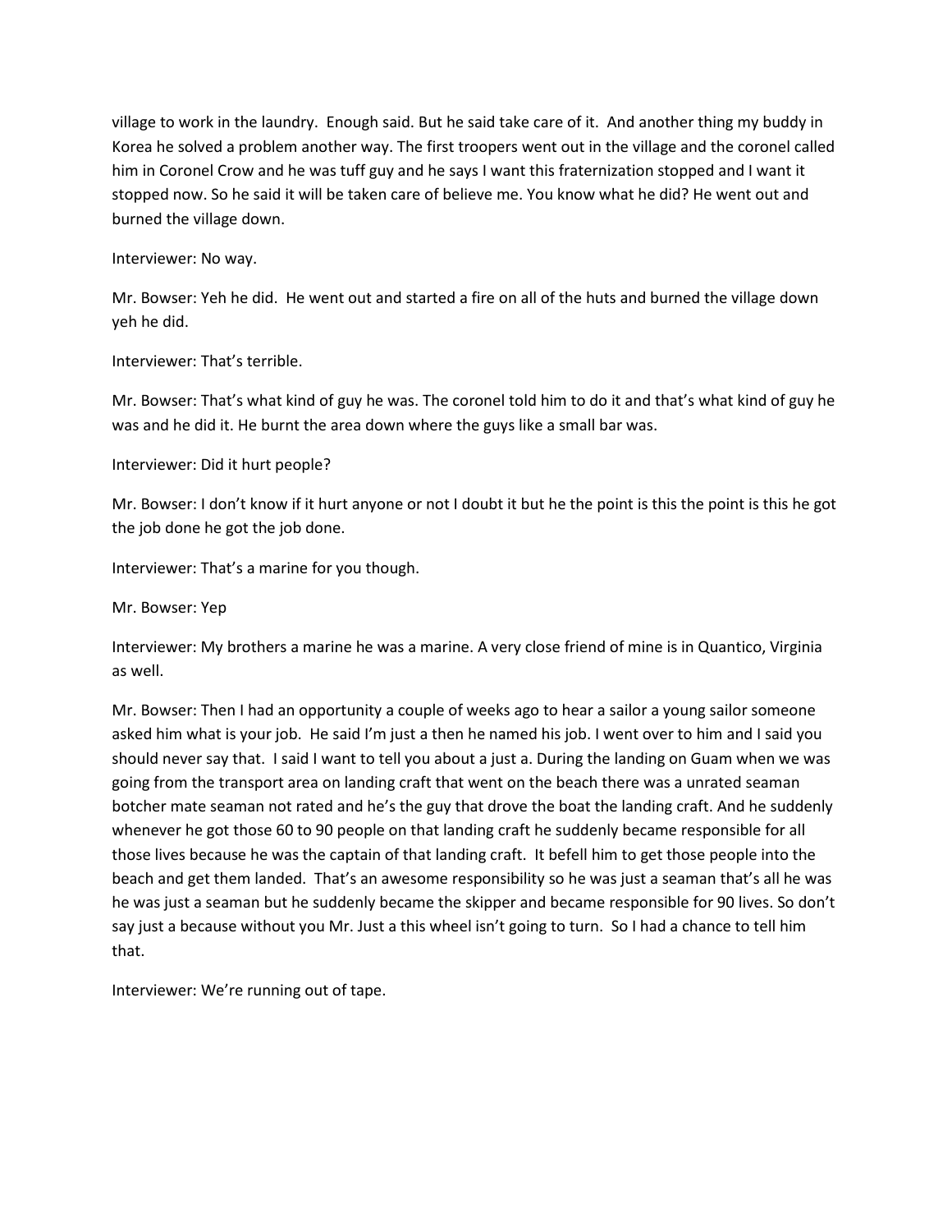village to work in the laundry. Enough said. But he said take care of it. And another thing my buddy in Korea he solved a problem another way. The first troopers went out in the village and the coronel called him in Coronel Crow and he was tuff guy and he says I want this fraternization stopped and I want it stopped now. So he said it will be taken care of believe me. You know what he did? He went out and burned the village down.

Interviewer: No way.

Mr. Bowser: Yeh he did. He went out and started a fire on all of the huts and burned the village down yeh he did.

Interviewer: That's terrible.

Mr. Bowser: That's what kind of guy he was. The coronel told him to do it and that's what kind of guy he was and he did it. He burnt the area down where the guys like a small bar was.

Interviewer: Did it hurt people?

Mr. Bowser: I don't know if it hurt anyone or not I doubt it but he the point is this the point is this he got the job done he got the job done.

Interviewer: That's a marine for you though.

Mr. Bowser: Yep

Interviewer: My brothers a marine he was a marine. A very close friend of mine is in Quantico, Virginia as well.

Mr. Bowser: Then I had an opportunity a couple of weeks ago to hear a sailor a young sailor someone asked him what is your job. He said I'm just a then he named his job. I went over to him and I said you should never say that. I said I want to tell you about a just a. During the landing on Guam when we was going from the transport area on landing craft that went on the beach there was a unrated seaman botcher mate seaman not rated and he's the guy that drove the boat the landing craft. And he suddenly whenever he got those 60 to 90 people on that landing craft he suddenly became responsible for all those lives because he was the captain of that landing craft. It befell him to get those people into the beach and get them landed. That's an awesome responsibility so he was just a seaman that's all he was he was just a seaman but he suddenly became the skipper and became responsible for 90 lives. So don't say just a because without you Mr. Just a this wheel isn't going to turn. So I had a chance to tell him that.

Interviewer: We're running out of tape.